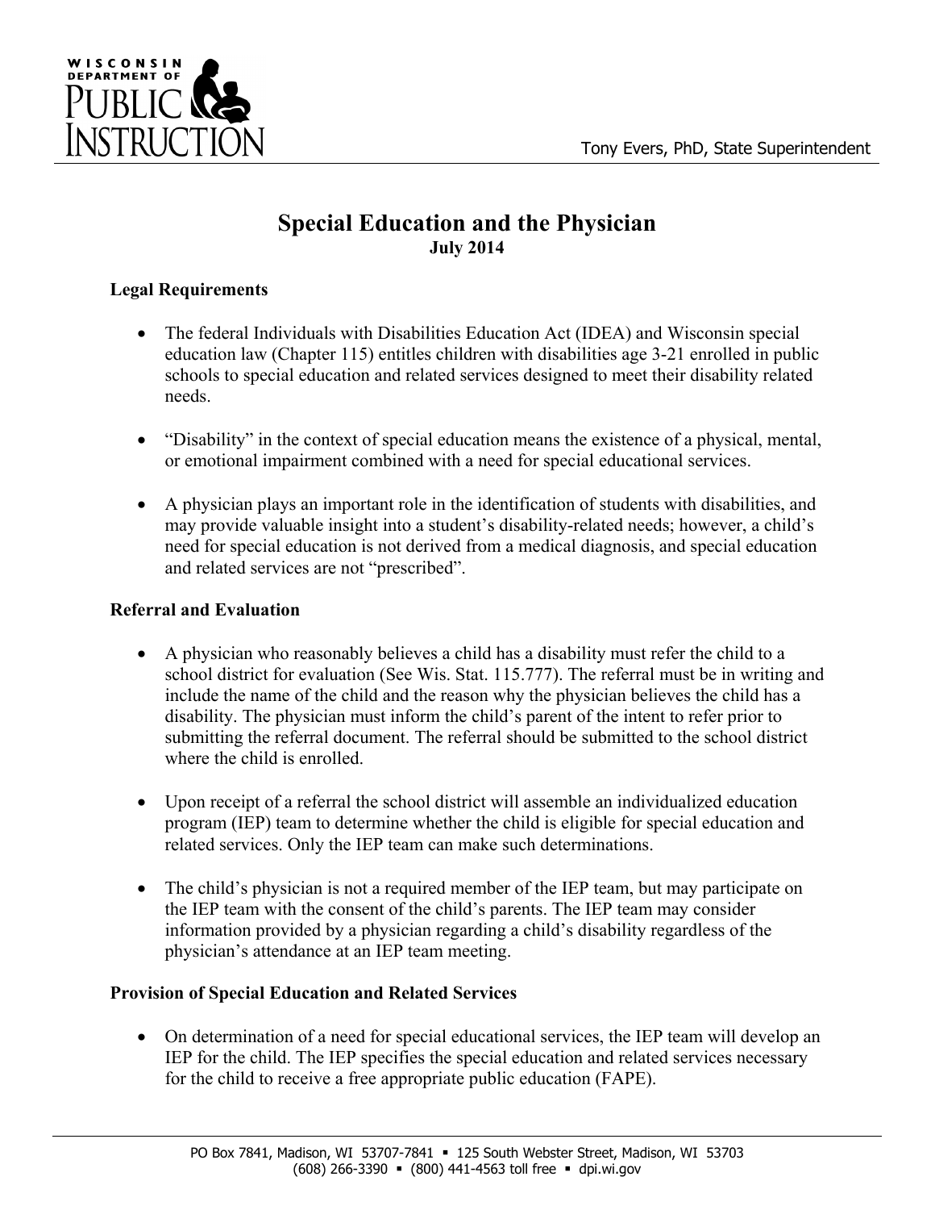Wisconsin Department of Public Instruction

Tony Evers, PhD, State Superintendent

# Special Education and the Physician

**July 2014**

## Legal Requirements

- The federal Individuals with Disabilities Education Act (IDEA) and Wisconsin special education law (Chapter 115) entitles children with disabilities age 3-21 enrolled in public schools to special education and related services designed to meet their disability related needs.

- "Disability" in the context of special education means the existence of a physical, mental, or emotional impairment combined with a need for special educational services.

- A physician plays an important role in the identification of students with disabilities, and may provide valuable insight into a student's disability-related needs; however, a child's need for special education is not derived from a medical diagnosis, and special education and related services are not "prescribed".

## Referral and Evaluation

- A physician who reasonably believes a child has a disability must refer the child to a school district for evaluation (See Wis. Stat. 115.777). The referral must be in writing and include the name of the child and the reason why the physician believes the child has a disability. The physician must inform the child's parent of the intent to refer prior to submitting the referral document. The referral should be submitted to the school district where the child is enrolled.

- Upon receipt of a referral the school district will assemble an individualized education program (IEP) team to determine whether the child is eligible for special education and related services. Only the IEP team can make such determinations.

- The child's physician is not a required member of the IEP team, but may participate on the IEP team with the consent of the child's parents. The IEP team may consider information provided by a physician regarding a child's disability regardless of the physician's attendance at an IEP team meeting.

## Provision of Special Education and Related Services

- On determination of a need for special educational services, the IEP team will develop an IEP for the child. The IEP specifies the special education and related services necessary for the child to receive a free appropriate public education (FAPE).

PO Box 7841, Madison, WI 53707-7841 ▪ 125 South Webster Street, Madison, WI 53703
(608) 266-3390 ▪ (800) 441-4563 toll free ▪ dpi.wi.gov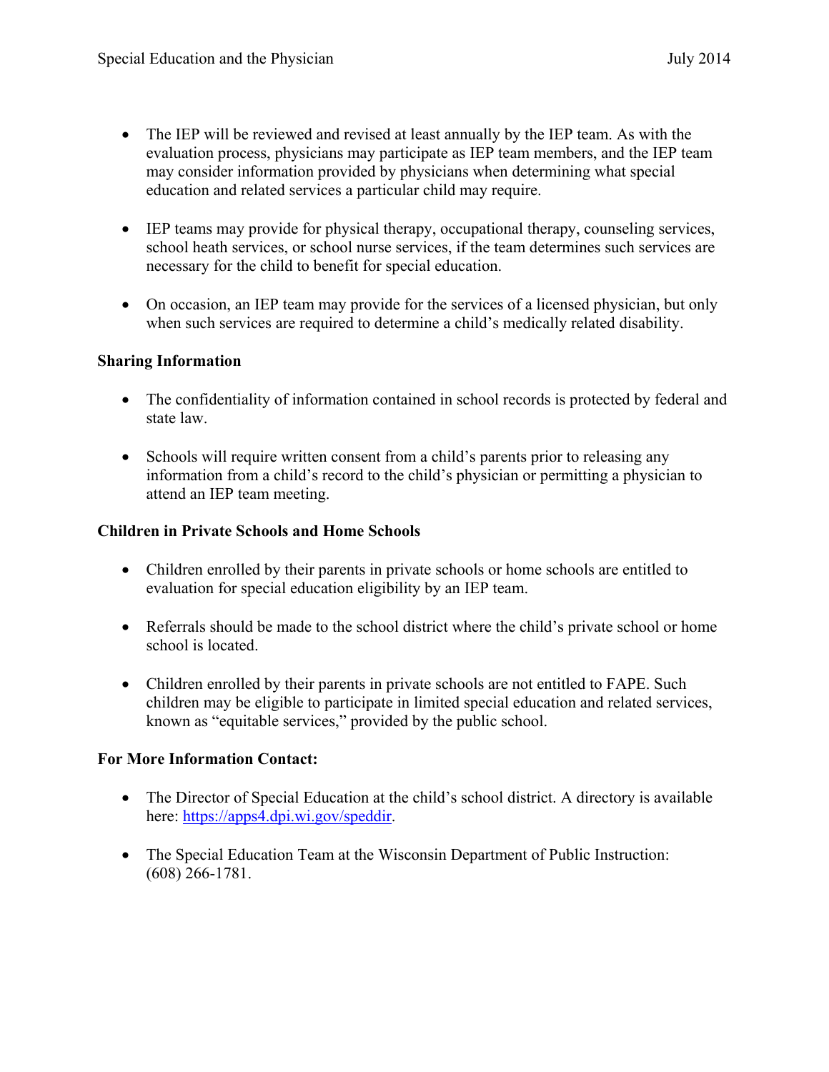- The IEP will be reviewed and revised at least annually by the IEP team. As with the evaluation process, physicians may participate as IEP team members, and the IEP team may consider information provided by physicians when determining what special education and related services a particular child may require.

- IEP teams may provide for physical therapy, occupational therapy, counseling services, school heath services, or school nurse services, if the team determines such services are necessary for the child to benefit for special education.

- On occasion, an IEP team may provide for the services of a licensed physician, but only when such services are required to determine a child's medically related disability.

**Sharing Information**

- The confidentiality of information contained in school records is protected by federal and state law.

- Schools will require written consent from a child's parents prior to releasing any information from a child's record to the child's physician or permitting a physician to attend an IEP team meeting.

**Children in Private Schools and Home Schools**

- Children enrolled by their parents in private schools or home schools are entitled to evaluation for special education eligibility by an IEP team.

- Referrals should be made to the school district where the child's private school or home school is located.

- Children enrolled by their parents in private schools are not entitled to FAPE. Such children may be eligible to participate in limited special education and related services, known as "equitable services," provided by the public school.

**For More Information Contact:**

- The Director of Special Education at the child's school district. A directory is available here: [https://apps4.dpi.wi.gov/speddir](https://apps4.dpi.wi.gov/speddir).

- The Special Education Team at the Wisconsin Department of Public Instruction: (608) 266-1781.